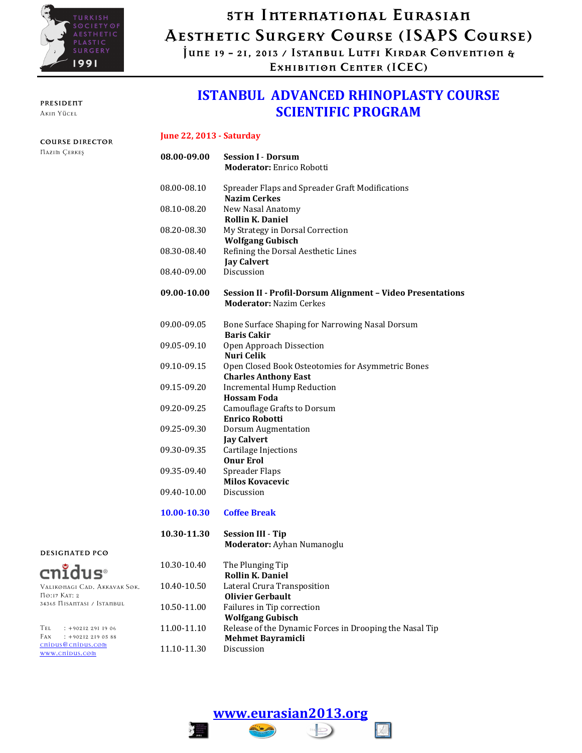# 5th International Eurasian Aesthetic Surgery Course (ISAPS Course)

**June 19 – 21, 2013 / Istanbul Lutfi Kirdar Convention & Exhibition Center (ICEC)**

**PRESIDENT**
Akın Yücel

**COURSE DIRECTOR**
Nazım Çerkeş

## ISTANBUL ADVANCED RHINOPLASTY COURSE SCIENTIFIC PROGRAM

**June 22, 2013 - Saturday**

| | |
|---|---|
| **08.00-09.00** | **Session I - Dorsum**<br>**Moderator:** Enrico Robotti |
| 08.00-08.10 | Spreader Flaps and Spreader Graft Modifications<br>**Nazim Cerkes** |
| 08.10-08.20 | New Nasal Anatomy<br>**Rollin K. Daniel** |
| 08.20-08.30 | My Strategy in Dorsal Correction<br>**Wolfgang Gubisch** |
| 08.30-08.40 | Refining the Dorsal Aesthetic Lines<br>**Jay Calvert** |
| 08.40-09.00 | Discussion |
| **09.00-10.00** | **Session II - Profil-Dorsum Alignment – Video Presentations**<br>**Moderator:** Nazim Cerkes |
| 09.00-09.05 | Bone Surface Shaping for Narrowing Nasal Dorsum<br>**Baris Cakir** |
| 09.05-09.10 | Open Approach Dissection<br>**Nuri Celik** |
| 09.10-09.15 | Open Closed Book Osteotomies for Asymmetric Bones<br>**Charles Anthony East** |
| 09.15-09.20 | Incremental Hump Reduction<br>**Hossam Foda** |
| 09.20-09.25 | Camouflage Grafts to Dorsum<br>**Enrico Robotti** |
| 09.25-09.30 | Dorsum Augmentation<br>**Jay Calvert** |
| 09.30-09.35 | Cartilage Injections<br>**Onur Erol** |
| 09.35-09.40 | Spreader Flaps<br>**Milos Kovacevic** |
| 09.40-10.00 | Discussion |
| **10.00-10.30** | **Coffee Break** |
| **10.30-11.30** | **Session III - Tip**<br>**Moderator:** Ayhan Numanoglu |
| 10.30-10.40 | The Plunging Tip<br>**Rollin K. Daniel** |
| 10.40-10.50 | Lateral Crura Transposition<br>**Olivier Gerbault** |
| 10.50-11.00 | Failures in Tip correction<br>**Wolfgang Gubisch** |
| 11.00-11.10 | Release of the Dynamic Forces in Drooping the Nasal Tip<br>**Mehmet Bayramicli** |
| 11.10-11.30 | Discussion |

**DESIGNATED PCO**

cnidus
Valikonagi Cad. Akkavak Sok.
No:17 Kat: 2
34365 Nisantasi / Istanbul

Tel : +90212 291 19 06
Fax : +90212 219 05 88
cnidus@cnidus.com
www.cnidus.com

www.eurasian2013.org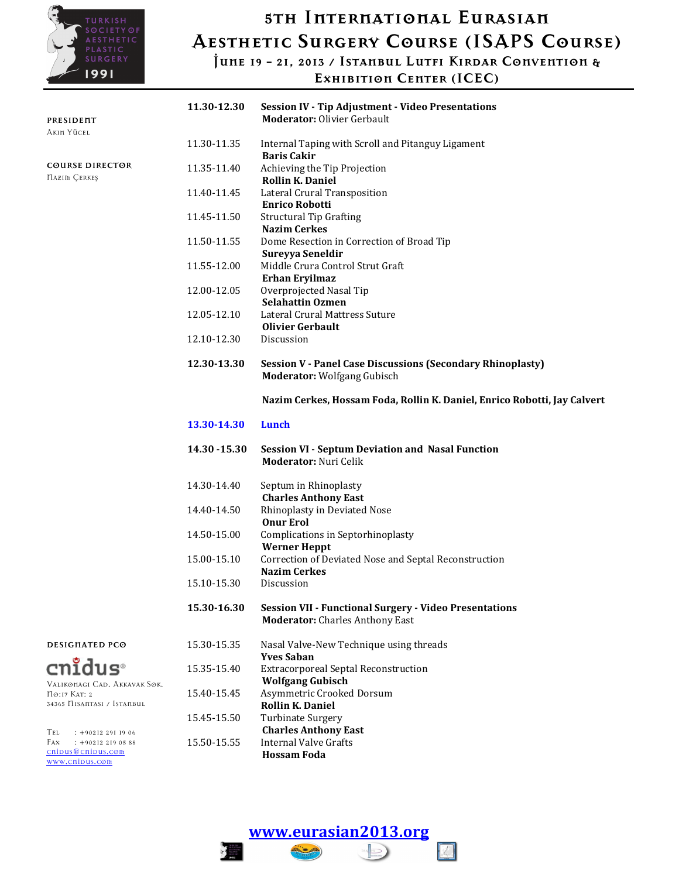| | |
|---|---|
| **11.30-12.30** | **Session IV - Tip Adjustment - Video Presentations**<br>**Moderator:** Olivier Gerbault |
| 11.30-11.35 | Internal Taping with Scroll and Pitanguy Ligament<br>**Baris Cakir** |
| 11.35-11.40 | Achieving the Tip Projection<br>**Rollin K. Daniel** |
| 11.40-11.45 | Lateral Crural Transposition<br>**Enrico Robotti** |
| 11.45-11.50 | Structural Tip Grafting<br>**Nazim Cerkes** |
| 11.50-11.55 | Dome Resection in Correction of Broad Tip<br>**Sureyya Seneldir** |
| 11.55-12.00 | Middle Crura Control Strut Graft<br>**Erhan Eryilmaz** |
| 12.00-12.05 | Overprojected Nasal Tip<br>**Selahattin Ozmen** |
| 12.05-12.10 | Lateral Crural Mattress Suture<br>**Olivier Gerbault** |
| 12.10-12.30 | Discussion |
| **12.30-13.30** | **Session V - Panel Case Discussions (Secondary Rhinoplasty)**<br>**Moderator:** Wolfgang Gubisch<br><br>**Nazim Cerkes, Hossam Foda, Rollin K. Daniel, Enrico Robotti, Jay Calvert** |
| **13.30-14.30** | **Lunch** |
| **14.30 -15.30** | **Session VI - Septum Deviation and Nasal Function**<br>**Moderator:** Nuri Celik |
| 14.30-14.40 | Septum in Rhinoplasty<br>**Charles Anthony East** |
| 14.40-14.50 | Rhinoplasty in Deviated Nose<br>**Onur Erol** |
| 14.50-15.00 | Complications in Septorhinoplasty<br>**Werner Heppt** |
| 15.00-15.10 | Correction of Deviated Nose and Septal Reconstruction<br>**Nazim Cerkes** |
| 15.10-15.30 | Discussion |
| **15.30-16.30** | **Session VII - Functional Surgery - Video Presentations**<br>**Moderator:** Charles Anthony East |
| 15.30-15.35 | Nasal Valve-New Technique using threads<br>**Yves Saban** |
| 15.35-15.40 | Extracorporeal Septal Reconstruction<br>**Wolfgang Gubisch** |
| 15.40-15.45 | Asymmetric Crooked Dorsum<br>**Rollin K. Daniel** |
| 15.45-15.50 | Turbinate Surgery<br>**Charles Anthony East** |
| 15.50-15.55 | Internal Valve Grafts<br>**Hossam Foda** |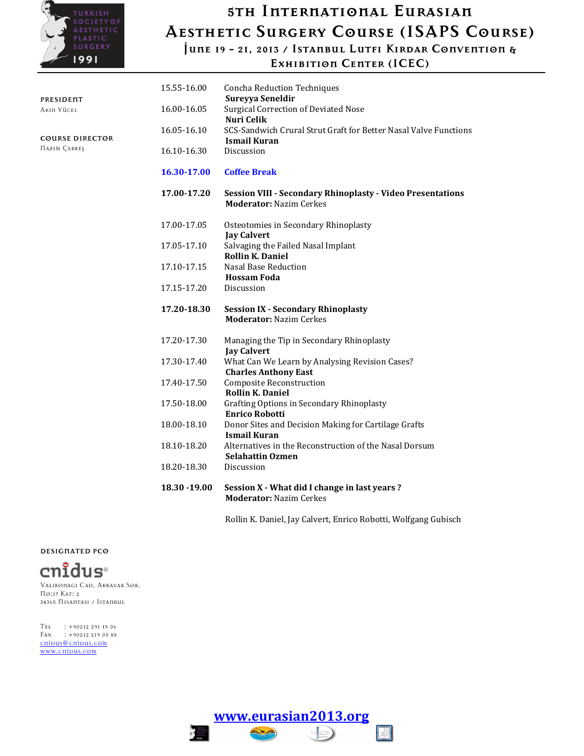# 5th International Eurasian Aesthetic Surgery Course (ISAPS Course)

### June 19 - 21, 2013 / Istanbul Lutfi Kirdar Convention & Exhibition Center (ICEC)

**PRESIDENT**
Akın Yücel

**COURSE DIRECTOR**
Nazım Çerkeş

| | |
|---|---|
| 15.55-16.00 | Concha Reduction Techniques<br>**Sureyya Seneldir** |
| 16.00-16.05 | Surgical Correction of Deviated Nose<br>**Nuri Celik** |
| 16.05-16.10 | SCS-Sandwich Crural Strut Graft for Better Nasal Valve Functions<br>**Ismail Kuran** |
| 16.10-16.30 | Discussion |
| **16.30-17.00** | **Coffee Break** |
| **17.00-17.20** | **Session VIII - Secondary Rhinoplasty - Video Presentations**<br>**Moderator:** Nazim Cerkes |
| 17.00-17.05 | Osteotomies in Secondary Rhinoplasty<br>**Jay Calvert** |
| 17.05-17.10 | Salvaging the Failed Nasal Implant<br>**Rollin K. Daniel** |
| 17.10-17.15 | Nasal Base Reduction<br>**Hossam Foda** |
| 17.15-17.20 | Discussion |
| **17.20-18.30** | **Session IX - Secondary Rhinoplasty**<br>**Moderator:** Nazim Cerkes |
| 17.20-17.30 | Managing the Tip in Secondary Rhinoplasty<br>**Jay Calvert** |
| 17.30-17.40 | What Can We Learn by Analysing Revision Cases?<br>**Charles Anthony East** |
| 17.40-17.50 | Composite Reconstruction<br>**Rollin K. Daniel** |
| 17.50-18.00 | Grafting Options in Secondary Rhinoplasty<br>**Enrico Robotti** |
| 18.00-18.10 | Donor Sites and Decision Making for Cartilage Grafts<br>**Ismail Kuran** |
| 18.10-18.20 | Alternatives in the Reconstruction of the Nasal Dorsum<br>**Selahattin Ozmen** |
| 18.20-18.30 | Discussion |
| **18.30 -19.00** | **Session X - What did I change in last years ?**<br>**Moderator:** Nazim Cerkes<br><br>Rollin K. Daniel, Jay Calvert, Enrico Robotti, Wolfgang Gubisch |

**DESIGNATED PCO**

cnidus
Valikonagi Cad. Akkavak Sok.
No:17 Kat: 2
34365 Nisantasi / Istanbul

Tel : +90212 291 19 06
Fax : +90212 219 05 88
cnidus@cnidus.com
www.cnidus.com

www.eurasian2013.org